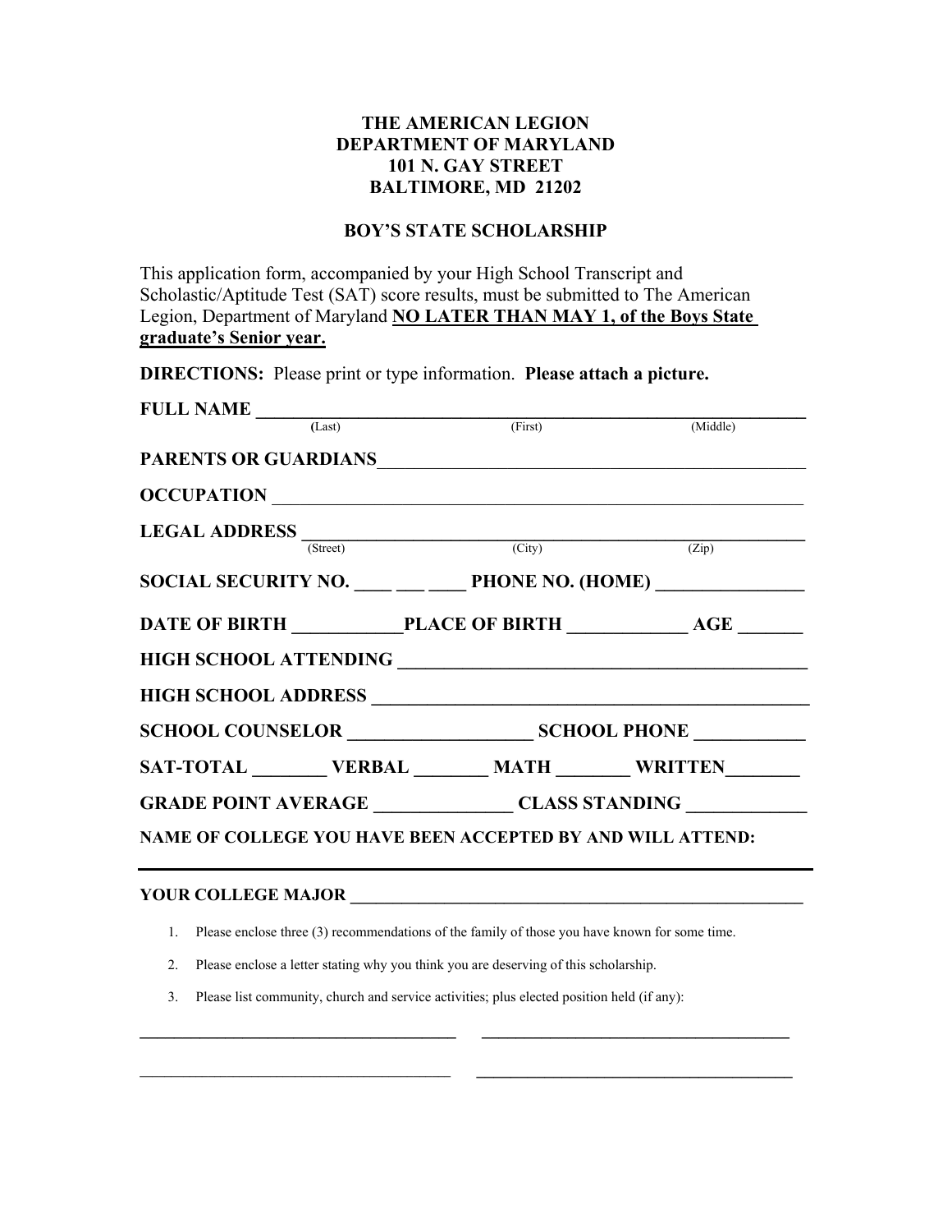**THE AMERICAN LEGION**
**DEPARTMENT OF MARYLAND**
**101 N. GAY STREET**
**BALTIMORE, MD 21202**

**BOY'S STATE SCHOLARSHIP**

This application form, accompanied by your High School Transcript and Scholastic/Aptitude Test (SAT) score results, must be submitted to The American Legion, Department of Maryland **NO LATER THAN MAY 1, of the Boys State graduate's Senior year.**

**DIRECTIONS:** Please print or type information. **Please attach a picture.**

**FULL NAME** ____________________________________________________________
(Last) (First) (Middle)

**PARENTS OR GUARDIANS**_______________________________________________

**OCCUPATION** _________________________________________________________

**LEGAL ADDRESS** ______________________________________________________
(Street) (City) (Zip)

**SOCIAL SECURITY NO.** ____ ___ ____ **PHONE NO. (HOME)** _______________

**DATE OF BIRTH** ___________**PLACE OF BIRTH** ____________ **AGE** _______

**HIGH SCHOOL ATTENDING** _____________________________________________

**HIGH SCHOOL ADDRESS** _______________________________________________

**SCHOOL COUNSELOR** ___________________ **SCHOOL PHONE** ___________

**SAT-TOTAL** _______ **VERBAL** _______ **MATH** _______ **WRITTEN**_______

**GRADE POINT AVERAGE** ______________ **CLASS STANDING** ____________

**NAME OF COLLEGE YOU HAVE BEEN ACCEPTED BY AND WILL ATTEND:**

_______________________________________________________________________

**YOUR COLLEGE MAJOR** _________________________________________________

1. Please enclose three (3) recommendations of the family of those you have known for some time.
2. Please enclose a letter stating why you think you are deserving of this scholarship.
3. Please list community, church and service activities; plus elected position held (if any):

_____________________________________ _____________________________________

_____________________________________ _____________________________________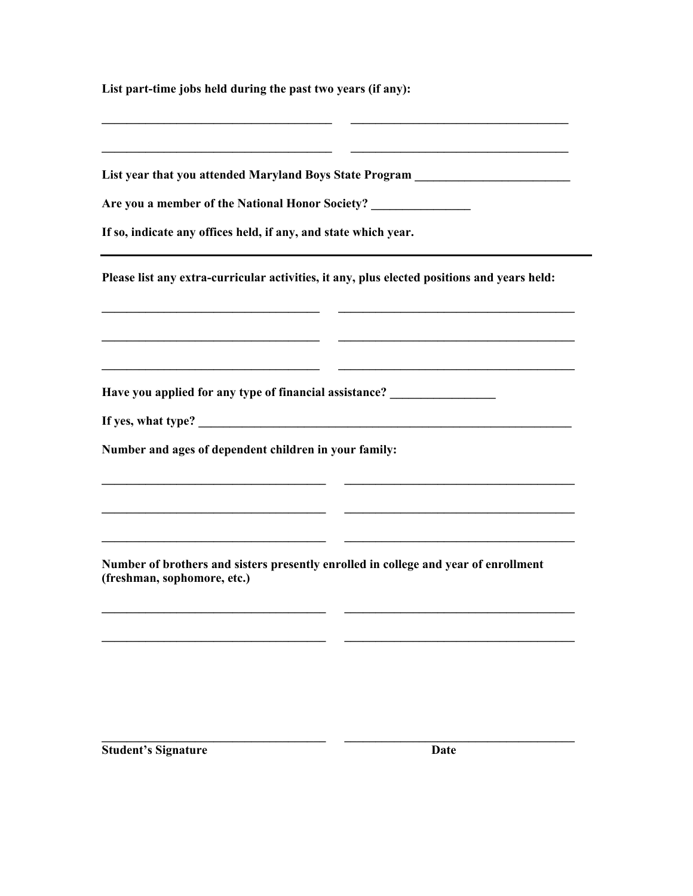**List part-time jobs held during the past two years (if any):**

_____________________________________ _____________________________________

_____________________________________ _____________________________________

**List year that you attended Maryland Boys State Program** _________________________

**Are you a member of the National Honor Society?** ________________

**If so, indicate any offices held, if any, and state which year.**

---

**Please list any extra-curricular activities, it any, plus elected positions and years held:**

___________________________________ ______________________________________

___________________________________ ______________________________________

___________________________________ ______________________________________

**Have you applied for any type of financial assistance?** _________________

**If yes, what type?** ______________________________________________________________

**Number and ages of dependent children in your family:**

____________________________________ _____________________________________

____________________________________ _____________________________________

____________________________________ _____________________________________

**Number of brothers and sisters presently enrolled in college and year of enrollment (freshman, sophomore, etc.)**

____________________________________ _____________________________________

____________________________________ _____________________________________

____________________________________ _____________________________________

**Student's Signature** **Date**